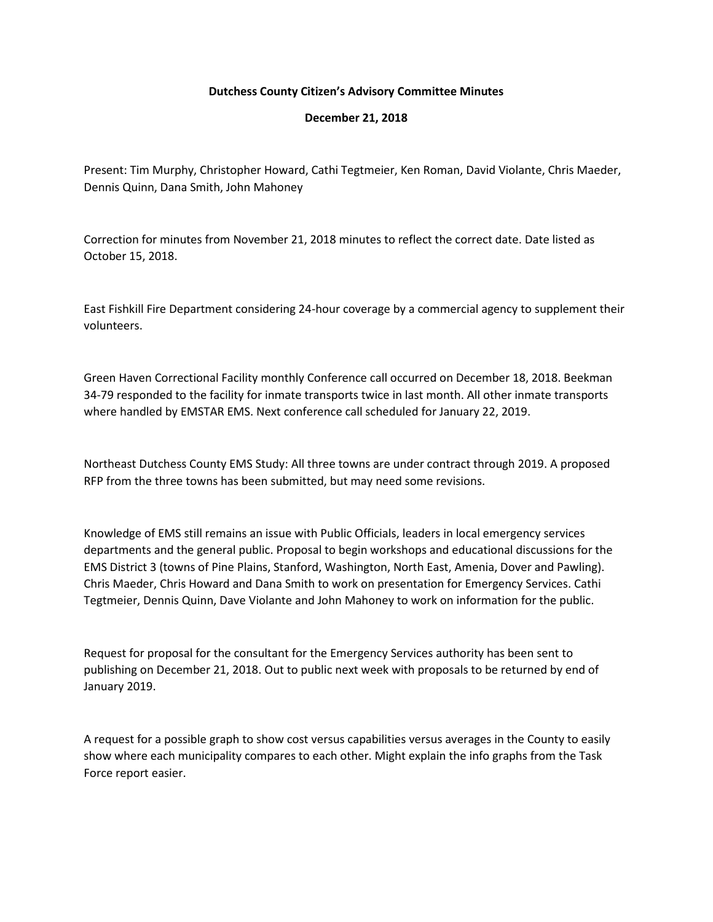**Dutchess County Citizen's Advisory Committee Minutes**

**December 21, 2018**

Present: Tim Murphy, Christopher Howard, Cathi Tegtmeier, Ken Roman, David Violante, Chris Maeder, Dennis Quinn, Dana Smith, John Mahoney

Correction for minutes from November 21, 2018 minutes to reflect the correct date. Date listed as October 15, 2018.

East Fishkill Fire Department considering 24-hour coverage by a commercial agency to supplement their volunteers.

Green Haven Correctional Facility monthly Conference call occurred on December 18, 2018. Beekman 34-79 responded to the facility for inmate transports twice in last month. All other inmate transports where handled by EMSTAR EMS. Next conference call scheduled for January 22, 2019.

Northeast Dutchess County EMS Study: All three towns are under contract through 2019. A proposed RFP from the three towns has been submitted, but may need some revisions.

Knowledge of EMS still remains an issue with Public Officials, leaders in local emergency services departments and the general public. Proposal to begin workshops and educational discussions for the EMS District 3 (towns of Pine Plains, Stanford, Washington, North East, Amenia, Dover and Pawling). Chris Maeder, Chris Howard and Dana Smith to work on presentation for Emergency Services. Cathi Tegtmeier, Dennis Quinn, Dave Violante and John Mahoney to work on information for the public.

Request for proposal for the consultant for the Emergency Services authority has been sent to publishing on December 21, 2018. Out to public next week with proposals to be returned by end of January 2019.

A request for a possible graph to show cost versus capabilities versus averages in the County to easily show where each municipality compares to each other. Might explain the info graphs from the Task Force report easier.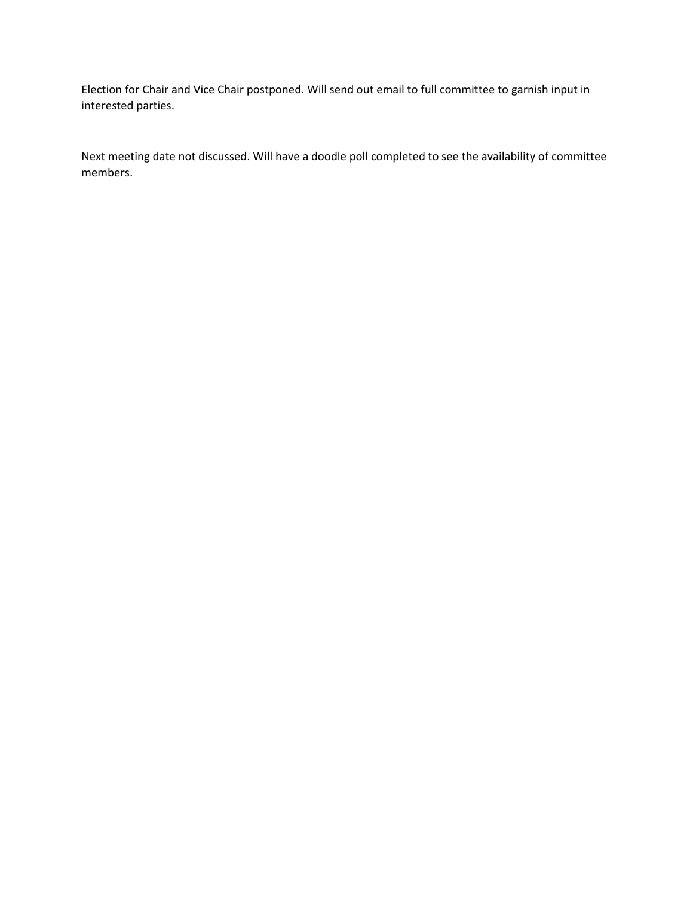Election for Chair and Vice Chair postponed. Will send out email to full committee to garnish input in interested parties.

Next meeting date not discussed. Will have a doodle poll completed to see the availability of committee members.